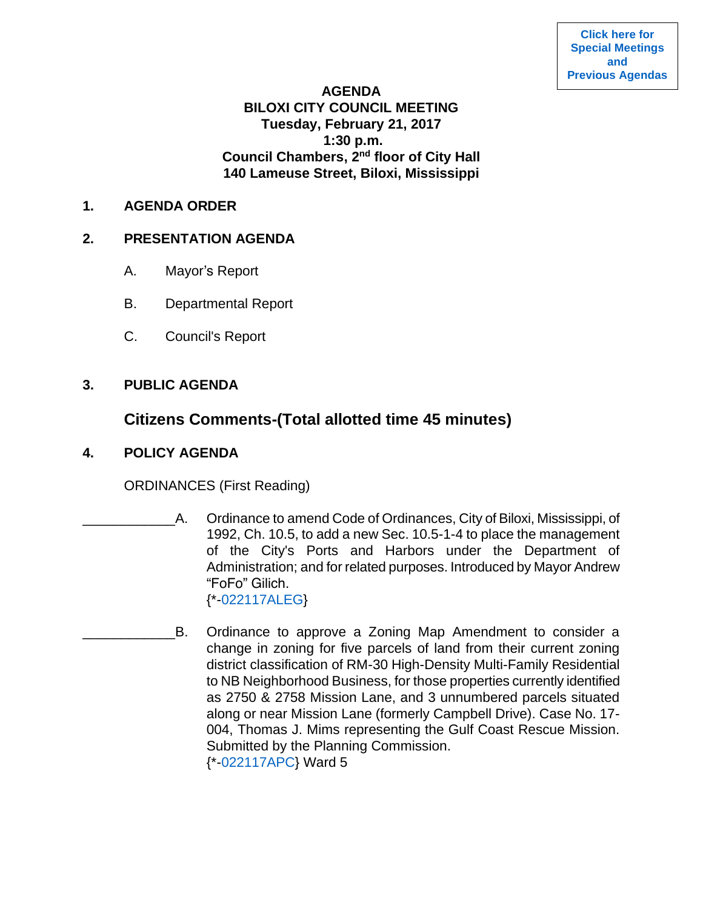Click here for Special Meetings and Previous Agendas

# AGENDA
## BILOXI CITY COUNCIL MEETING
**Tuesday, February 21, 2017**
**1:30 p.m.**
**Council Chambers, 2nd floor of City Hall**
**140 Lameuse Street, Biloxi, Mississippi**

**1. AGENDA ORDER**

**2. PRESENTATION AGENDA**

A. Mayor's Report

B. Departmental Report

C. Council's Report

**3. PUBLIC AGENDA**

**Citizens Comments-(Total allotted time 45 minutes)**

**4. POLICY AGENDA**

ORDINANCES (First Reading)

____________A. Ordinance to amend Code of Ordinances, City of Biloxi, Mississippi, of 1992, Ch. 10.5, to add a new Sec. 10.5-1-4 to place the management of the City's Ports and Harbors under the Department of Administration; and for related purposes. Introduced by Mayor Andrew "FoFo" Gilich.
{*-022117ALEG}

____________B. Ordinance to approve a Zoning Map Amendment to consider a change in zoning for five parcels of land from their current zoning district classification of RM-30 High-Density Multi-Family Residential to NB Neighborhood Business, for those properties currently identified as 2750 & 2758 Mission Lane, and 3 unnumbered parcels situated along or near Mission Lane (formerly Campbell Drive). Case No. 17-004, Thomas J. Mims representing the Gulf Coast Rescue Mission. Submitted by the Planning Commission.
{*-022117APC} Ward 5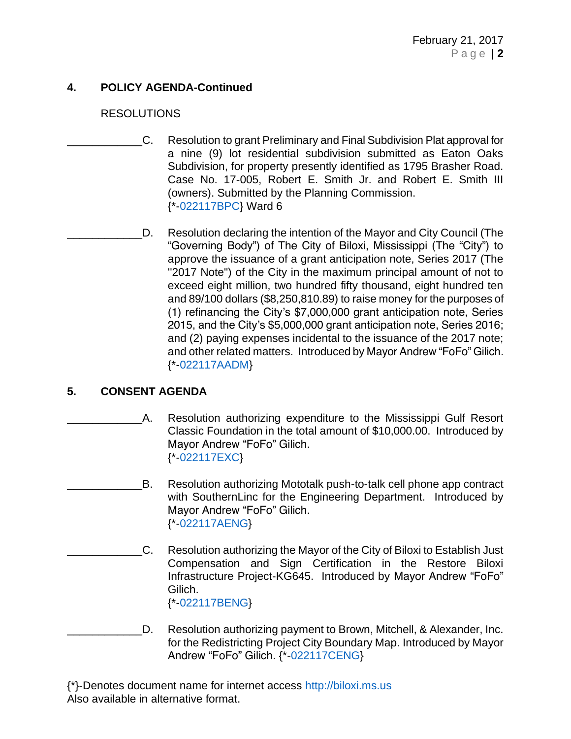## 4. POLICY AGENDA-Continued

RESOLUTIONS

____________C. Resolution to grant Preliminary and Final Subdivision Plat approval for a nine (9) lot residential subdivision submitted as Eaton Oaks Subdivision, for property presently identified as 1795 Brasher Road. Case No. 17-005, Robert E. Smith Jr. and Robert E. Smith III (owners). Submitted by the Planning Commission. {*-022117BPC} Ward 6

____________D. Resolution declaring the intention of the Mayor and City Council (The "Governing Body") of The City of Biloxi, Mississippi (The "City") to approve the issuance of a grant anticipation note, Series 2017 (The "2017 Note") of the City in the maximum principal amount of not to exceed eight million, two hundred fifty thousand, eight hundred ten and 89/100 dollars ($8,250,810.89) to raise money for the purposes of (1) refinancing the City's $7,000,000 grant anticipation note, Series 2015, and the City's $5,000,000 grant anticipation note, Series 2016; and (2) paying expenses incidental to the issuance of the 2017 note; and other related matters. Introduced by Mayor Andrew "FoFo" Gilich. {*-022117AADM}

## 5. CONSENT AGENDA

____________A. Resolution authorizing expenditure to the Mississippi Gulf Resort Classic Foundation in the total amount of $10,000.00. Introduced by Mayor Andrew "FoFo" Gilich. {*-022117EXC}

____________B. Resolution authorizing Mototalk push-to-talk cell phone app contract with SouthernLinc for the Engineering Department. Introduced by Mayor Andrew "FoFo" Gilich. {*-022117AENG}

____________C. Resolution authorizing the Mayor of the City of Biloxi to Establish Just Compensation and Sign Certification in the Restore Biloxi Infrastructure Project-KG645. Introduced by Mayor Andrew "FoFo" Gilich. {*-022117BENG}

____________D. Resolution authorizing payment to Brown, Mitchell, & Alexander, Inc. for the Redistricting Project City Boundary Map. Introduced by Mayor Andrew "FoFo" Gilich. {*-022117CENG}

{*}-Denotes document name for internet access http://biloxi.ms.us
Also available in alternative format.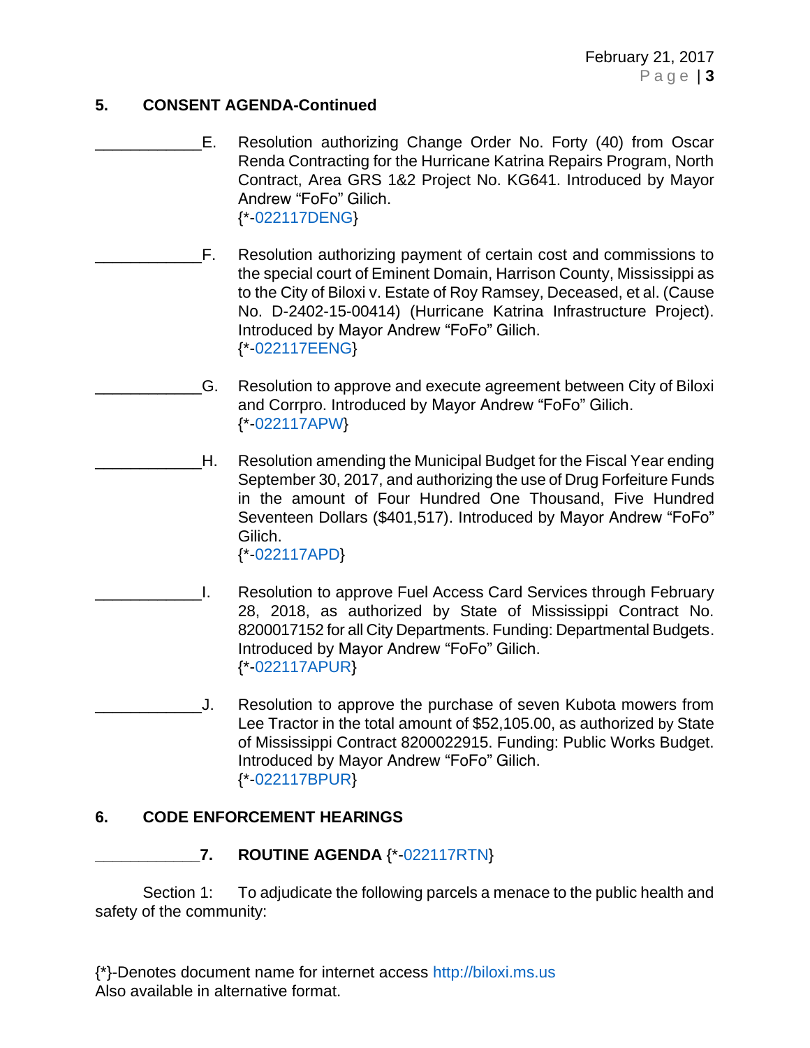## 5. CONSENT AGENDA-Continued

____________E. Resolution authorizing Change Order No. Forty (40) from Oscar Renda Contracting for the Hurricane Katrina Repairs Program, North Contract, Area GRS 1&2 Project No. KG641. Introduced by Mayor Andrew "FoFo" Gilich.
{*-022117DENG}

____________F. Resolution authorizing payment of certain cost and commissions to the special court of Eminent Domain, Harrison County, Mississippi as to the City of Biloxi v. Estate of Roy Ramsey, Deceased, et al. (Cause No. D-2402-15-00414) (Hurricane Katrina Infrastructure Project). Introduced by Mayor Andrew "FoFo" Gilich.
{*-022117EENG}

____________G. Resolution to approve and execute agreement between City of Biloxi and Corrpro. Introduced by Mayor Andrew "FoFo" Gilich.
{*-022117APW}

____________H. Resolution amending the Municipal Budget for the Fiscal Year ending September 30, 2017, and authorizing the use of Drug Forfeiture Funds in the amount of Four Hundred One Thousand, Five Hundred Seventeen Dollars ($401,517). Introduced by Mayor Andrew "FoFo" Gilich.
{*-022117APD}

____________I. Resolution to approve Fuel Access Card Services through February 28, 2018, as authorized by State of Mississippi Contract No. 8200017152 for all City Departments. Funding: Departmental Budgets. Introduced by Mayor Andrew "FoFo" Gilich.
{*-022117APUR}

____________J. Resolution to approve the purchase of seven Kubota mowers from Lee Tractor in the total amount of $52,105.00, as authorized by State of Mississippi Contract 8200022915. Funding: Public Works Budget. Introduced by Mayor Andrew "FoFo" Gilich.
{*-022117BPUR}

## 6. CODE ENFORCEMENT HEARINGS

____________**7. ROUTINE AGENDA** {*-022117RTN}

Section 1: To adjudicate the following parcels a menace to the public health and safety of the community:

{*}-Denotes document name for internet access http://biloxi.ms.us
Also available in alternative format.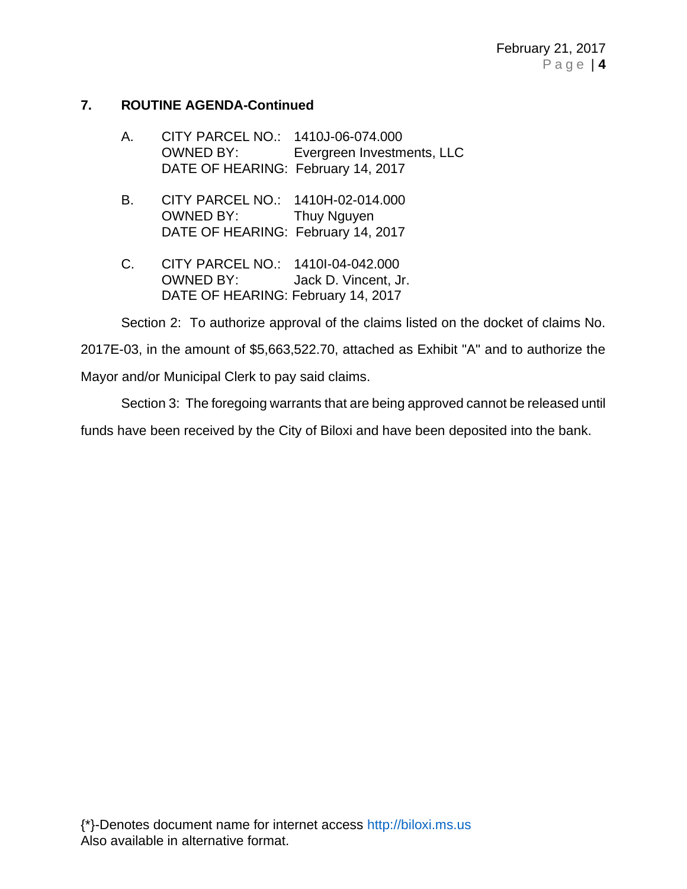**7. ROUTINE AGENDA-Continued**

A. CITY PARCEL NO.: 1410J-06-074.000
OWNED BY: Evergreen Investments, LLC
DATE OF HEARING: February 14, 2017

B. CITY PARCEL NO.: 1410H-02-014.000
OWNED BY: Thuy Nguyen
DATE OF HEARING: February 14, 2017

C. CITY PARCEL NO.: 1410I-04-042.000
OWNED BY: Jack D. Vincent, Jr.
DATE OF HEARING: February 14, 2017

Section 2: To authorize approval of the claims listed on the docket of claims No. 2017E-03, in the amount of $5,663,522.70, attached as Exhibit "A" and to authorize the Mayor and/or Municipal Clerk to pay said claims.

Section 3: The foregoing warrants that are being approved cannot be released until funds have been received by the City of Biloxi and have been deposited into the bank.

{*}-Denotes document name for internet access http://biloxi.ms.us
Also available in alternative format.